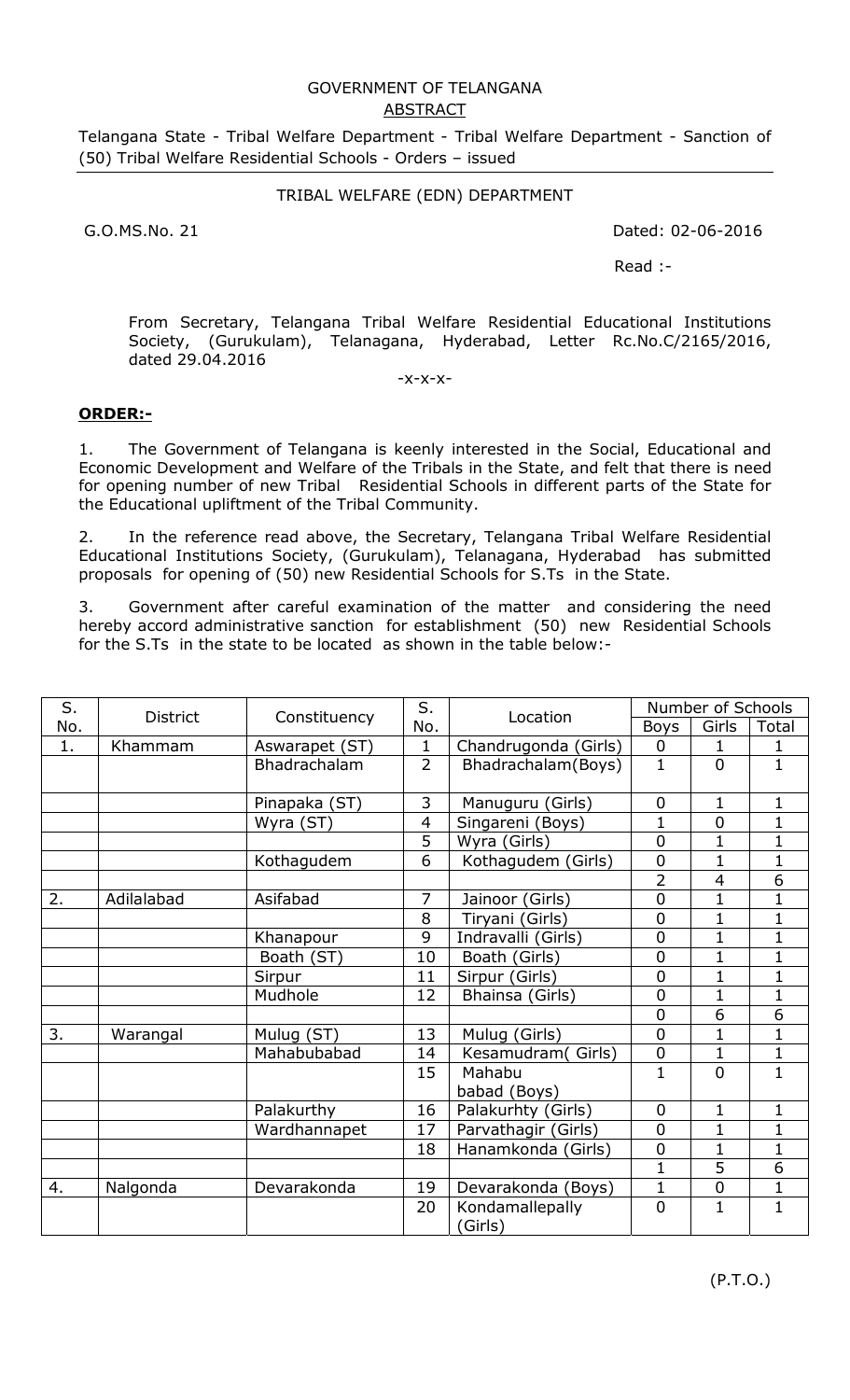GOVERNMENT OF TELANGANA
ABSTRACT

Telangana State - Tribal Welfare Department - Tribal Welfare Department - Sanction of (50) Tribal Welfare Residential Schools - Orders – issued

TRIBAL WELFARE (EDN) DEPARTMENT

G.O.MS.No. 21 Dated: 02-06-2016

Read :-

From Secretary, Telangana Tribal Welfare Residential Educational Institutions Society, (Gurukulam), Telanagana, Hyderabad, Letter Rc.No.C/2165/2016, dated 29.04.2016

-x-x-x-

**ORDER:-**

1. The Government of Telangana is keenly interested in the Social, Educational and Economic Development and Welfare of the Tribals in the State, and felt that there is need for opening number of new Tribal Residential Schools in different parts of the State for the Educational upliftment of the Tribal Community.

2. In the reference read above, the Secretary, Telangana Tribal Welfare Residential Educational Institutions Society, (Gurukulam), Telanagana, Hyderabad has submitted proposals for opening of (50) new Residential Schools for S.Ts in the State.

3. Government after careful examination of the matter and considering the need hereby accord administrative sanction for establishment (50) new Residential Schools for the S.Ts in the state to be located as shown in the table below:-

| S. No. | District | Constituency | S. No. | Location | Number of Schools | | |
|---|---|---|---|---|---|---|---|
| | | | | | Boys | Girls | Total |
| 1. | Khammam | Aswarapet (ST) | 1 | Chandrugonda (Girls) | 0 | 1 | 1 |
| | | Bhadrachalam | 2 | Bhadrachalam(Boys) | 1 | 0 | 1 |
| | | Pinapaka (ST) | 3 | Manuguru (Girls) | 0 | 1 | 1 |
| | | Wyra (ST) | 4 | Singareni (Boys) | 1 | 0 | 1 |
| | | | 5 | Wyra (Girls) | 0 | 1 | 1 |
| | | Kothagudem | 6 | Kothagudem (Girls) | 0 | 1 | 1 |
| | | | | | 2 | 4 | 6 |
| 2. | Adilalabad | Asifabad | 7 | Jainoor (Girls) | 0 | 1 | 1 |
| | | | 8 | Tiryani (Girls) | 0 | 1 | 1 |
| | | Khanapour | 9 | Indravalli (Girls) | 0 | 1 | 1 |
| | | Boath (ST) | 10 | Boath (Girls) | 0 | 1 | 1 |
| | | Sirpur | 11 | Sirpur (Girls) | 0 | 1 | 1 |
| | | Mudhole | 12 | Bhainsa (Girls) | 0 | 1 | 1 |
| | | | | | 0 | 6 | 6 |
| 3. | Warangal | Mulug (ST) | 13 | Mulug (Girls) | 0 | 1 | 1 |
| | | Mahabubabad | 14 | Kesamudram( Girls) | 0 | 1 | 1 |
| | | | 15 | Mahabu babad (Boys) | 1 | 0 | 1 |
| | | Palakurthy | 16 | Palakurhty (Girls) | 0 | 1 | 1 |
| | | Wardhannapet | 17 | Parvathagir (Girls) | 0 | 1 | 1 |
| | | | 18 | Hanamkonda (Girls) | 0 | 1 | 1 |
| | | | | | 1 | 5 | 6 |
| 4. | Nalgonda | Devarakonda | 19 | Devarakonda (Boys) | 1 | 0 | 1 |
| | | | 20 | Kondamallepally (Girls) | 0 | 1 | 1 |

(P.T.O.)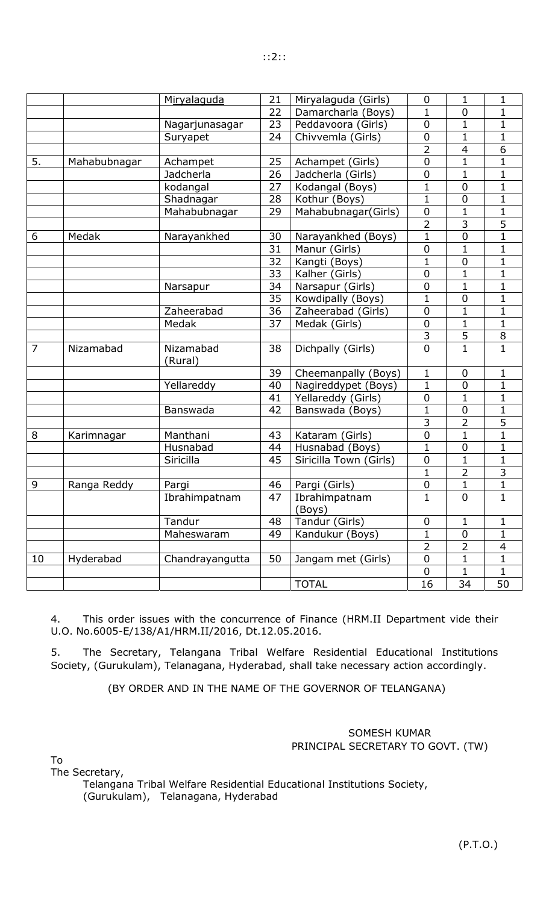| | | Miryalaguda | 21 | Miryalaguda (Girls) | 0 | 1 | 1 |
|---|---|---|---|---|---|---|---|
| | | | 22 | Damarcharla (Boys) | 1 | 0 | 1 |
| | | Nagarjunasagar | 23 | Peddavoora (Girls) | 0 | 1 | 1 |
| | | Suryapet | 24 | Chivvemla (Girls) | 0 | 1 | 1 |
| | | | | | 2 | 4 | 6 |
| 5. | Mahabubnagar | Achampet | 25 | Achampet (Girls) | 0 | 1 | 1 |
| | | Jadcherla | 26 | Jadcherla (Girls) | 0 | 1 | 1 |
| | | kodangal | 27 | Kodangal (Boys) | 1 | 0 | 1 |
| | | Shadnagar | 28 | Kothur (Boys) | 1 | 0 | 1 |
| | | Mahabubnagar | 29 | Mahabubnagar(Girls) | 0 | 1 | 1 |
| | | | | | 2 | 3 | 5 |
| 6 | Medak | Narayankhed | 30 | Narayankhed (Boys) | 1 | 0 | 1 |
| | | | 31 | Manur (Girls) | 0 | 1 | 1 |
| | | | 32 | Kangti (Boys) | 1 | 0 | 1 |
| | | | 33 | Kalher (Girls) | 0 | 1 | 1 |
| | | Narsapur | 34 | Narsapur (Girls) | 0 | 1 | 1 |
| | | | 35 | Kowdipally (Boys) | 1 | 0 | 1 |
| | | Zaheerabad | 36 | Zaheerabad (Girls) | 0 | 1 | 1 |
| | | Medak | 37 | Medak (Girls) | 0 | 1 | 1 |
| | | | | | 3 | 5 | 8 |
| 7 | Nizamabad | Nizamabad (Rural) | 38 | Dichpally (Girls) | 0 | 1 | 1 |
| | | | 39 | Cheemanpally (Boys) | 1 | 0 | 1 |
| | | Yellareddy | 40 | Nagireddypet (Boys) | 1 | 0 | 1 |
| | | | 41 | Yellareddy (Girls) | 0 | 1 | 1 |
| | | Banswada | 42 | Banswada (Boys) | 1 | 0 | 1 |
| | | | | | 3 | 2 | 5 |
| 8 | Karimnagar | Manthani | 43 | Kataram (Girls) | 0 | 1 | 1 |
| | | Husnabad | 44 | Husnabad (Boys) | 1 | 0 | 1 |
| | | Siricilla | 45 | Siricilla Town (Girls) | 0 | 1 | 1 |
| | | | | | 1 | 2 | 3 |
| 9 | Ranga Reddy | Pargi | 46 | Pargi (Girls) | 0 | 1 | 1 |
| | | Ibrahimpatnam | 47 | Ibrahimpatnam (Boys) | 1 | 0 | 1 |
| | | Tandur | 48 | Tandur (Girls) | 0 | 1 | 1 |
| | | Maheswaram | 49 | Kandukur (Boys) | 1 | 0 | 1 |
| | | | | | 2 | 2 | 4 |
| 10 | Hyderabad | Chandrayangutta | 50 | Jangam met (Girls) | 0 | 1 | 1 |
| | | | | | 0 | 1 | 1 |
| | | | | TOTAL | 16 | 34 | 50 |

4. This order issues with the concurrence of Finance (HRM.II Department vide their U.O. No.6005-E/138/A1/HRM.II/2016, Dt.12.05.2016.

5. The Secretary, Telangana Tribal Welfare Residential Educational Institutions Society, (Gurukulam), Telanagana, Hyderabad, shall take necessary action accordingly.

(BY ORDER AND IN THE NAME OF THE GOVERNOR OF TELANGANA)

SOMESH KUMAR
PRINCIPAL SECRETARY TO GOVT. (TW)

To
The Secretary,
Telangana Tribal Welfare Residential Educational Institutions Society,
(Gurukulam), Telanagana, Hyderabad

(P.T.O.)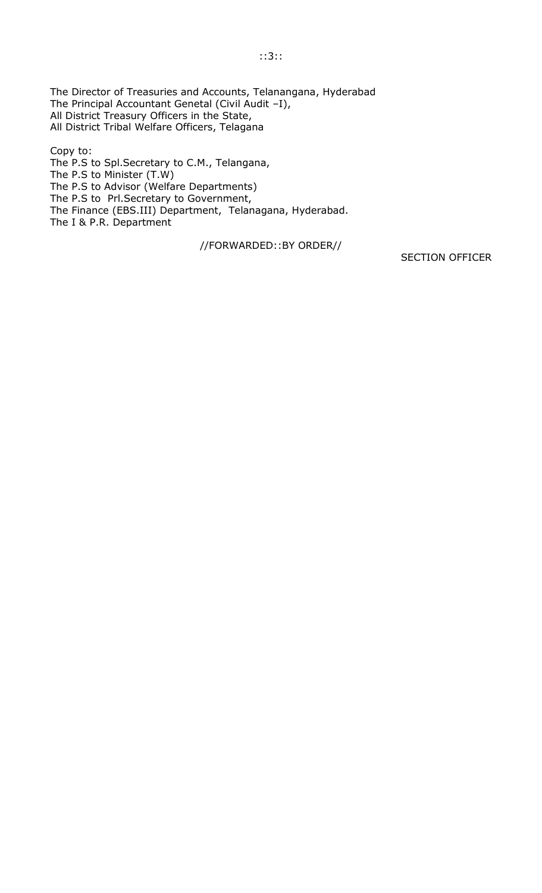The Director of Treasuries and Accounts, Telanangana, Hyderabad
The Principal Accountant Genetal (Civil Audit –I),
All District Treasury Officers in the State,
All District Tribal Welfare Officers, Telagana

Copy to:
The P.S to Spl.Secretary to C.M., Telangana,
The P.S to Minister (T.W)
The P.S to Advisor (Welfare Departments)
The P.S to Prl.Secretary to Government,
The Finance (EBS.III) Department, Telanagana, Hyderabad.
The I & P.R. Department

//FORWARDED::BY ORDER//

SECTION OFFICER